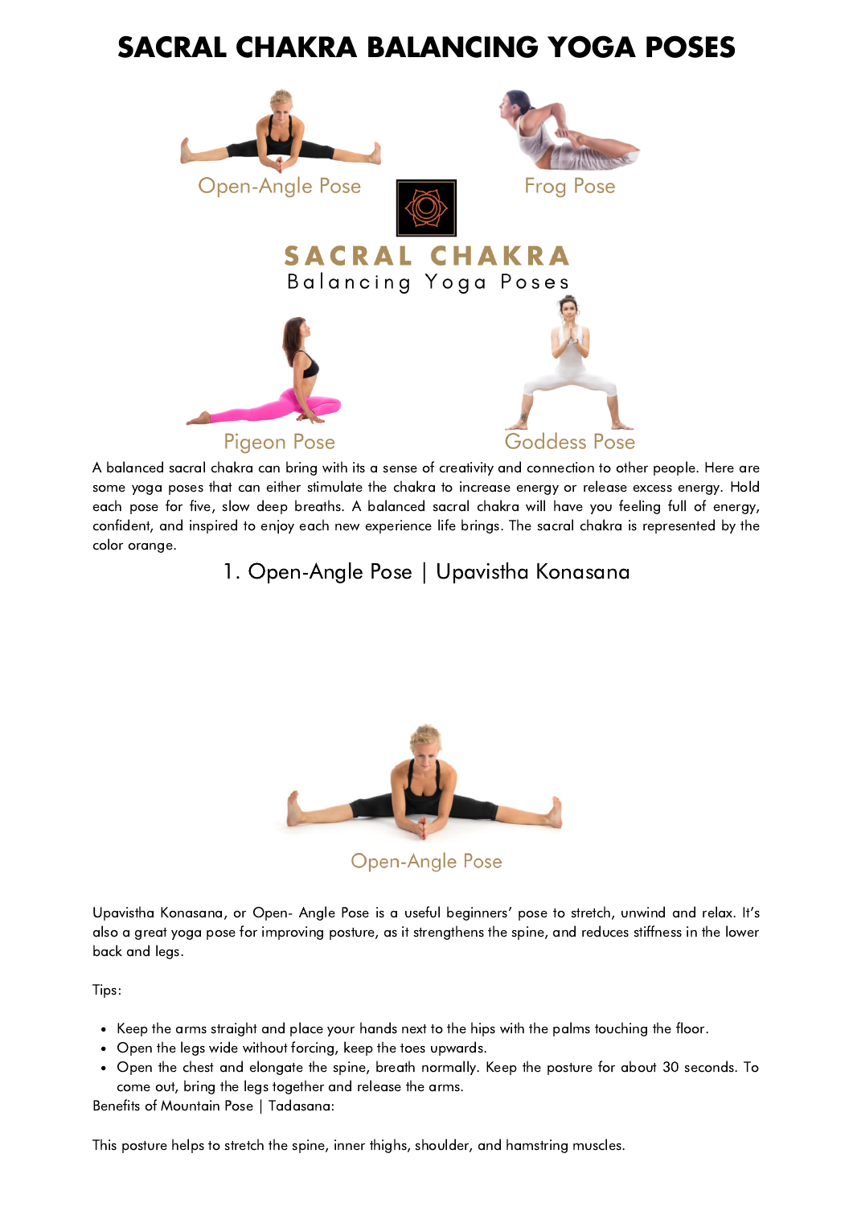# SACRAL CHAKRA BALANCING YOGA POSES

Open-Angle Pose

Frog Pose

SACRAL CHAKRA
Balancing Yoga Poses

Pigeon Pose

Goddess Pose

A balanced sacral chakra can bring with its a sense of creativity and connection to other people. Here are some yoga poses that can either stimulate the chakra to increase energy or release excess energy. Hold each pose for five, slow deep breaths. A balanced sacral chakra will have you feeling full of energy, confident, and inspired to enjoy each new experience life brings. The sacral chakra is represented by the color orange.

## 1. Open-Angle Pose | Upavistha Konasana

Open-Angle Pose

Upavistha Konasana, or Open- Angle Pose is a useful beginners' pose to stretch, unwind and relax. It's also a great yoga pose for improving posture, as it strengthens the spine, and reduces stiffness in the lower back and legs.

Tips:

- Keep the arms straight and place your hands next to the hips with the palms touching the floor.
- Open the legs wide without forcing, keep the toes upwards.
- Open the chest and elongate the spine, breath normally. Keep the posture for about 30 seconds. To come out, bring the legs together and release the arms.

Benefits of Mountain Pose | Tadasana:

This posture helps to stretch the spine, inner thighs, shoulder, and hamstring muscles.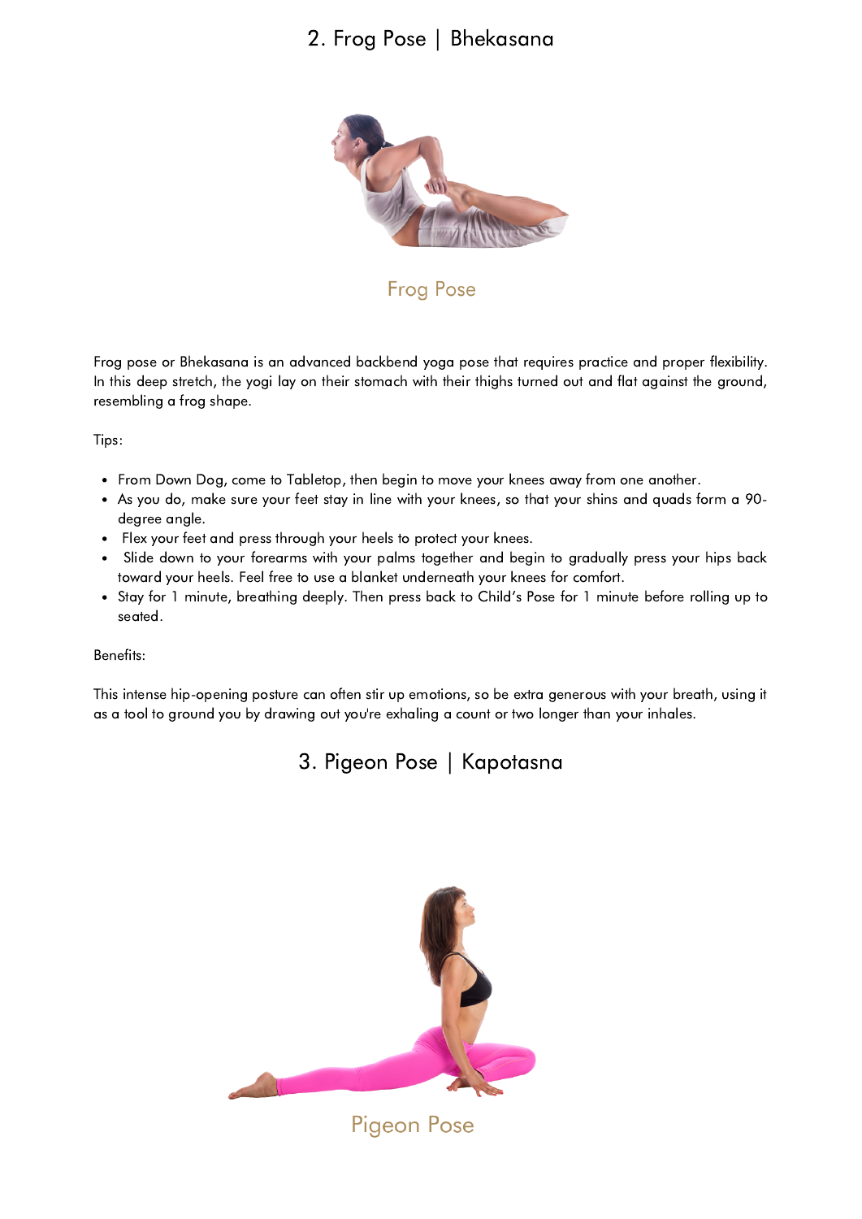## 2. Frog Pose | Bhekasana

Frog Pose

Frog pose or Bhekasana is an advanced backbend yoga pose that requires practice and proper flexibility. In this deep stretch, the yogi lay on their stomach with their thighs turned out and flat against the ground, resembling a frog shape.

Tips:

- From Down Dog, come to Tabletop, then begin to move your knees away from one another.
- As you do, make sure your feet stay in line with your knees, so that your shins and quads form a 90-degree angle.
- Flex your feet and press through your heels to protect your knees.
- Slide down to your forearms with your palms together and begin to gradually press your hips back toward your heels. Feel free to use a blanket underneath your knees for comfort.
- Stay for 1 minute, breathing deeply. Then press back to Child's Pose for 1 minute before rolling up to seated.

Benefits:

This intense hip-opening posture can often stir up emotions, so be extra generous with your breath, using it as a tool to ground you by drawing out you're exhaling a count or two longer than your inhales.

## 3. Pigeon Pose | Kapotasna

Pigeon Pose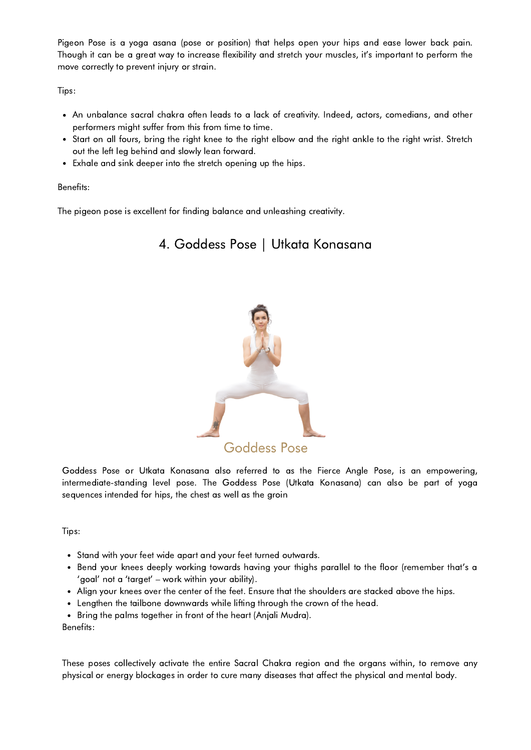Pigeon Pose is a yoga asana (pose or position) that helps open your hips and ease lower back pain. Though it can be a great way to increase flexibility and stretch your muscles, it's important to perform the move correctly to prevent injury or strain.

Tips:

- An unbalance sacral chakra often leads to a lack of creativity. Indeed, actors, comedians, and other performers might suffer from this from time to time.
- Start on all fours, bring the right knee to the right elbow and the right ankle to the right wrist. Stretch out the left leg behind and slowly lean forward.
- Exhale and sink deeper into the stretch opening up the hips.

Benefits:

The pigeon pose is excellent for finding balance and unleashing creativity.

## 4. Goddess Pose | Utkata Konasana

Goddess Pose

Goddess Pose or Utkata Konasana also referred to as the Fierce Angle Pose, is an empowering, intermediate-standing level pose. The Goddess Pose (Utkata Konasana) can also be part of yoga sequences intended for hips, the chest as well as the groin

Tips:

- Stand with your feet wide apart and your feet turned outwards.
- Bend your knees deeply working towards having your thighs parallel to the floor (remember that's a 'goal' not a 'target' – work within your ability).
- Align your knees over the center of the feet. Ensure that the shoulders are stacked above the hips.
- Lengthen the tailbone downwards while lifting through the crown of the head.
- Bring the palms together in front of the heart (Anjali Mudra).

Benefits:

These poses collectively activate the entire Sacral Chakra region and the organs within, to remove any physical or energy blockages in order to cure many diseases that affect the physical and mental body.